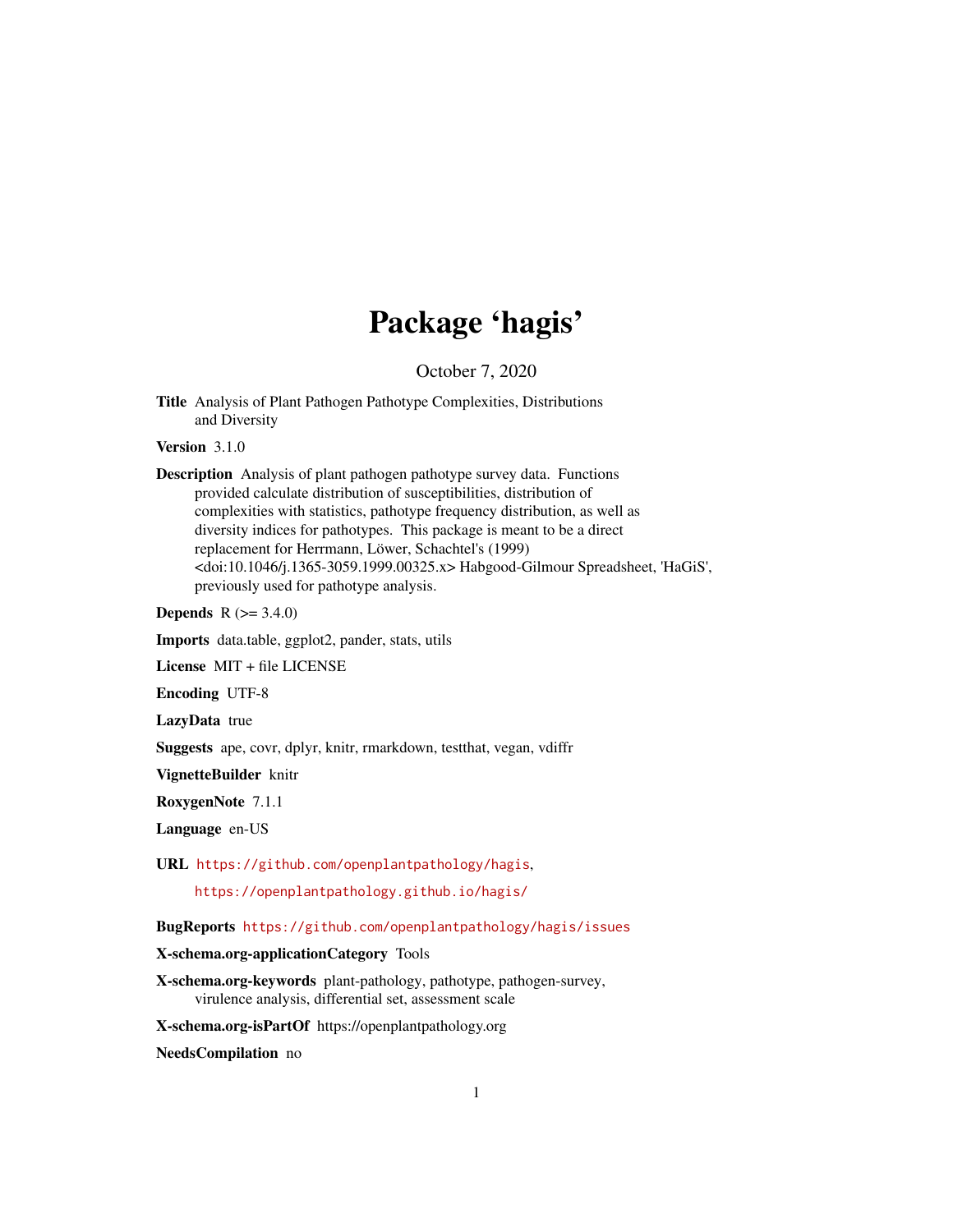# Package 'hagis'

October 7, 2020

**Title** Analysis of Plant Pathogen Pathotype Complexities, Distributions and Diversity

**Version** 3.1.0

**Description** Analysis of plant pathogen pathotype survey data. Functions provided calculate distribution of susceptibilities, distribution of complexities with statistics, pathotype frequency distribution, as well as diversity indices for pathotypes. This package is meant to be a direct replacement for Herrmann, Löwer, Schachtel's (1999) <doi:10.1046/j.1365-3059.1999.00325.x> Habgood-Gilmour Spreadsheet, 'HaGiS', previously used for pathotype analysis.

**Depends** R (>= 3.4.0)

**Imports** data.table, ggplot2, pander, stats, utils

**License** MIT + file LICENSE

**Encoding** UTF-8

**LazyData** true

**Suggests** ape, covr, dplyr, knitr, rmarkdown, testthat, vegan, vdiffr

**VignetteBuilder** knitr

**RoxygenNote** 7.1.1

**Language** en-US

**URL** https://github.com/openplantpathology/hagis,

https://openplantpathology.github.io/hagis/

**BugReports** https://github.com/openplantpathology/hagis/issues

**X-schema.org-applicationCategory** Tools

**X-schema.org-keywords** plant-pathology, pathotype, pathogen-survey, virulence analysis, differential set, assessment scale

**X-schema.org-isPartOf** https://openplantpathology.org

**NeedsCompilation** no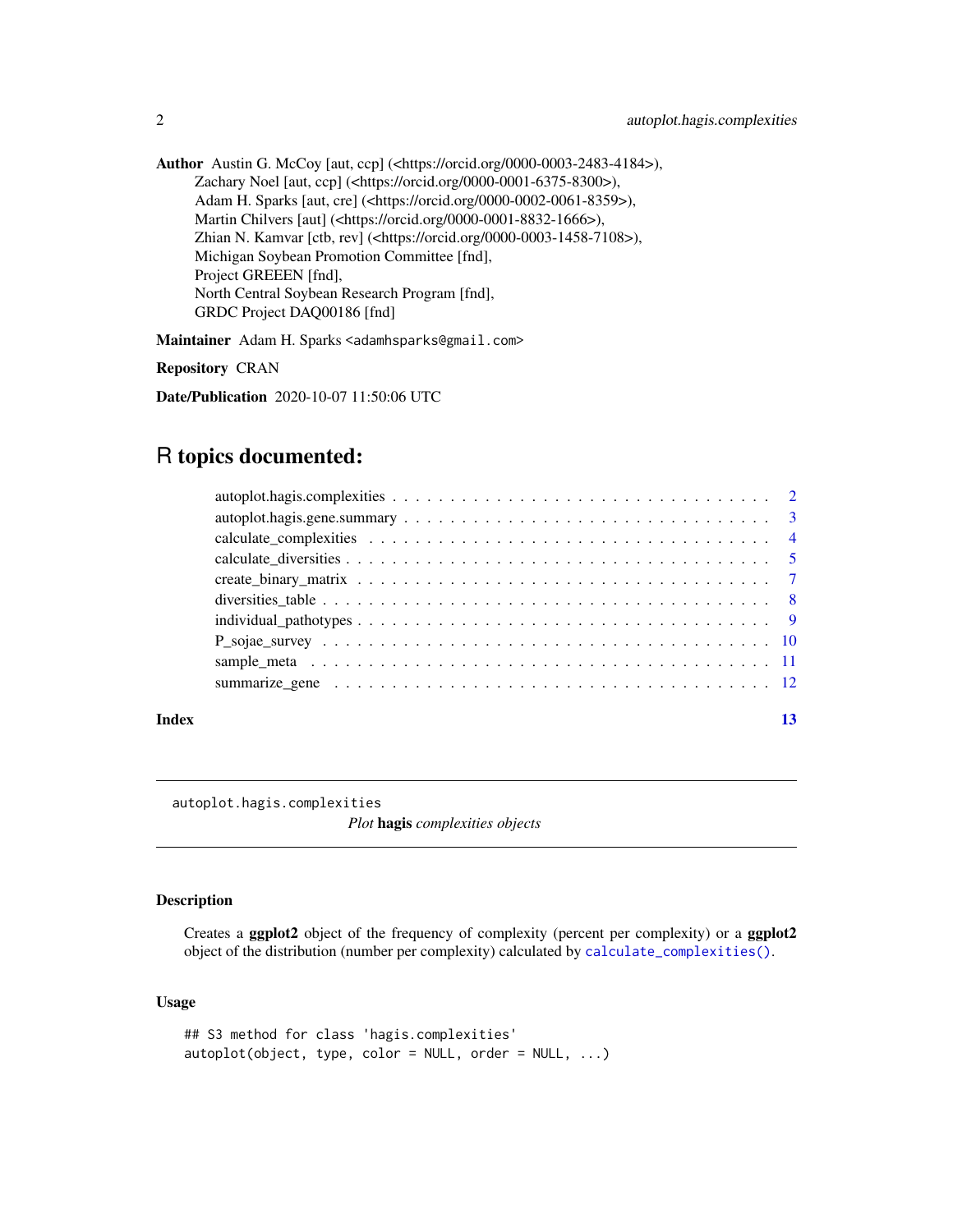**Author** Austin G. McCoy [aut, ccp] (<https://orcid.org/0000-0003-2483-4184>),
Zachary Noel [aut, ccp] (<https://orcid.org/0000-0001-6375-8300>),
Adam H. Sparks [aut, cre] (<https://orcid.org/0000-0002-0061-8359>),
Martin Chilvers [aut] (<https://orcid.org/0000-0001-8832-1666>),
Zhian N. Kamvar [ctb, rev] (<https://orcid.org/0000-0003-1458-7108>),
Michigan Soybean Promotion Committee [fnd],
Project GREEEN [fnd],
North Central Soybean Research Program [fnd],
GRDC Project DAQ00186 [fnd]

**Maintainer** Adam H. Sparks <adamhsparks@gmail.com>

**Repository** CRAN

**Date/Publication** 2020-10-07 11:50:06 UTC

# R topics documented:

- autoplot.hagis.complexities . . . . . . . . . . 2
- autoplot.hagis.gene.summary . . . . . . . . . . 3
- calculate_complexities . . . . . . . . . . 4
- calculate_diversities . . . . . . . . . . 5
- create_binary_matrix . . . . . . . . . . 7
- diversities_table . . . . . . . . . . 8
- individual_pathotypes . . . . . . . . . . 9
- P_sojae_survey . . . . . . . . . . 10
- sample_meta . . . . . . . . . . 11
- summarize_gene . . . . . . . . . . 12

**Index** 13

---

autoplot.hagis.complexities

*Plot* **hagis** *complexities objects*

---

## Description

Creates a **ggplot2** object of the frequency of complexity (percent per complexity) or a **ggplot2** object of the distribution (number per complexity) calculated by `calculate_complexities()`.

## Usage

```
## S3 method for class 'hagis.complexities'
autoplot(object, type, color = NULL, order = NULL, ...)
```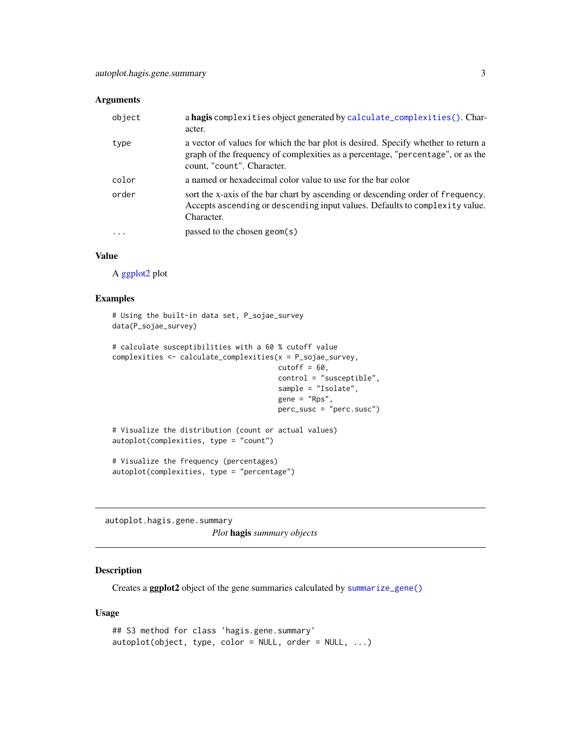### Arguments

| | |
|---|---|
| `object` | a **hagis** `complexities` object generated by `calculate_complexities()`. Character. |
| `type` | a vector of values for which the bar plot is desired. Specify whether to return a graph of the frequency of complexities as a percentage, "`percentage`", or as the count, "`count`". Character. |
| `color` | a named or hexadecimal color value to use for the bar color |
| `order` | sort the x-axis of the bar chart by ascending or descending order of `frequency`. Accepts `ascending` or `descending` input values. Defaults to `complexity` value. Character. |
| `...` | passed to the chosen `geom(s)` |

### Value

A ggplot2 plot

### Examples

```
# Using the built-in data set, P_sojae_survey
data(P_sojae_survey)

# calculate susceptibilities with a 60 % cutoff value
complexities <- calculate_complexities(x = P_sojae_survey,
                                       cutoff = 60,
                                       control = "susceptible",
                                       sample = "Isolate",
                                       gene = "Rps",
                                       perc_susc = "perc.susc")

# Visualize the distribution (count or actual values)
autoplot(complexities, type = "count")

# Visualize the frequency (percentages)
autoplot(complexities, type = "percentage")
```

---

`autoplot.hagis.gene.summary`

## *Plot* **hagis** *summary objects*

---

### Description

Creates a **ggplot2** object of the gene summaries calculated by `summarize_gene()`

### Usage

```
## S3 method for class 'hagis.gene.summary'
autoplot(object, type, color = NULL, order = NULL, ...)
```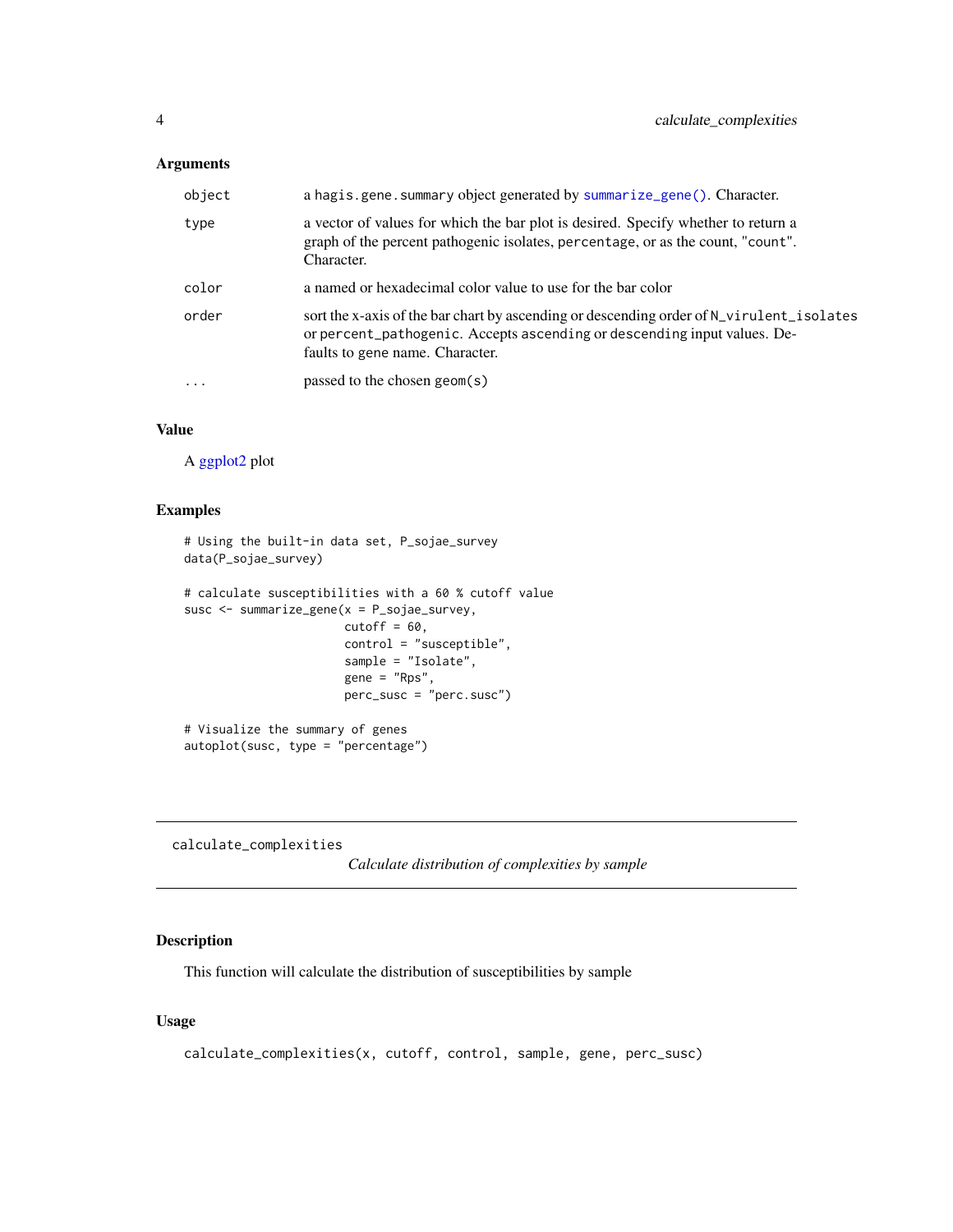### Arguments

| | |
|---|---|
| object | a hagis.gene.summary object generated by summarize_gene(). Character. |
| type | a vector of values for which the bar plot is desired. Specify whether to return a graph of the percent pathogenic isolates, percentage, or as the count, "count". Character. |
| color | a named or hexadecimal color value to use for the bar color |
| order | sort the x-axis of the bar chart by ascending or descending order of N_virulent_isolates or percent_pathogenic. Accepts ascending or descending input values. Defaults to gene name. Character. |
| ... | passed to the chosen geom(s) |

### Value

A ggplot2 plot

### Examples

```
# Using the built-in data set, P_sojae_survey
data(P_sojae_survey)

# calculate susceptibilities with a 60 % cutoff value
susc <- summarize_gene(x = P_sojae_survey,
                       cutoff = 60,
                       control = "susceptible",
                       sample = "Isolate",
                       gene = "Rps",
                       perc_susc = "perc.susc")

# Visualize the summary of genes
autoplot(susc, type = "percentage")
```

---

## calculate_complexities

*Calculate distribution of complexities by sample*

---

### Description

This function will calculate the distribution of susceptibilities by sample

### Usage

```
calculate_complexities(x, cutoff, control, sample, gene, perc_susc)
```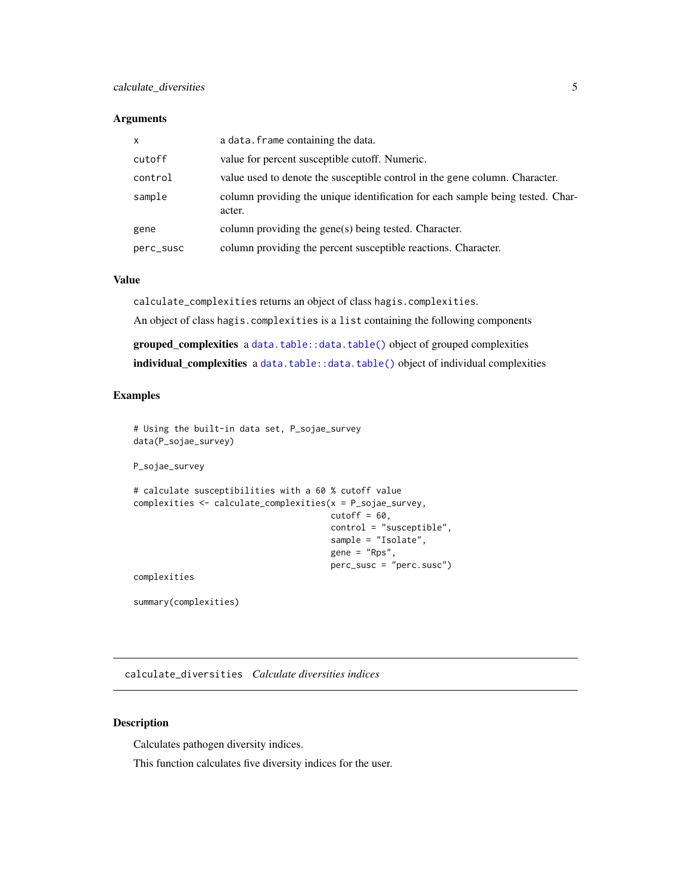### Arguments

| | |
|---|---|
| x | a `data.frame` containing the data. |
| cutoff | value for percent susceptible cutoff. Numeric. |
| control | value used to denote the susceptible control in the gene column. Character. |
| sample | column providing the unique identification for each sample being tested. Character. |
| gene | column providing the gene(s) being tested. Character. |
| perc_susc | column providing the percent susceptible reactions. Character. |

### Value

`calculate_complexities` returns an object of class `hagis.complexities`.

An object of class `hagis.complexities` is a `list` containing the following components

**grouped_complexities** a `data.table::data.table()` object of grouped complexities

**individual_complexities** a `data.table::data.table()` object of individual complexities

### Examples

```
# Using the built-in data set, P_sojae_survey
data(P_sojae_survey)

P_sojae_survey

# calculate susceptibilities with a 60 % cutoff value
complexities <- calculate_complexities(x = P_sojae_survey,
                                       cutoff = 60,
                                       control = "susceptible",
                                       sample = "Isolate",
                                       gene = "Rps",
                                       perc_susc = "perc.susc")
complexities

summary(complexities)
```

---

## calculate_diversities *Calculate diversities indices*

### Description

Calculates pathogen diversity indices.

This function calculates five diversity indices for the user.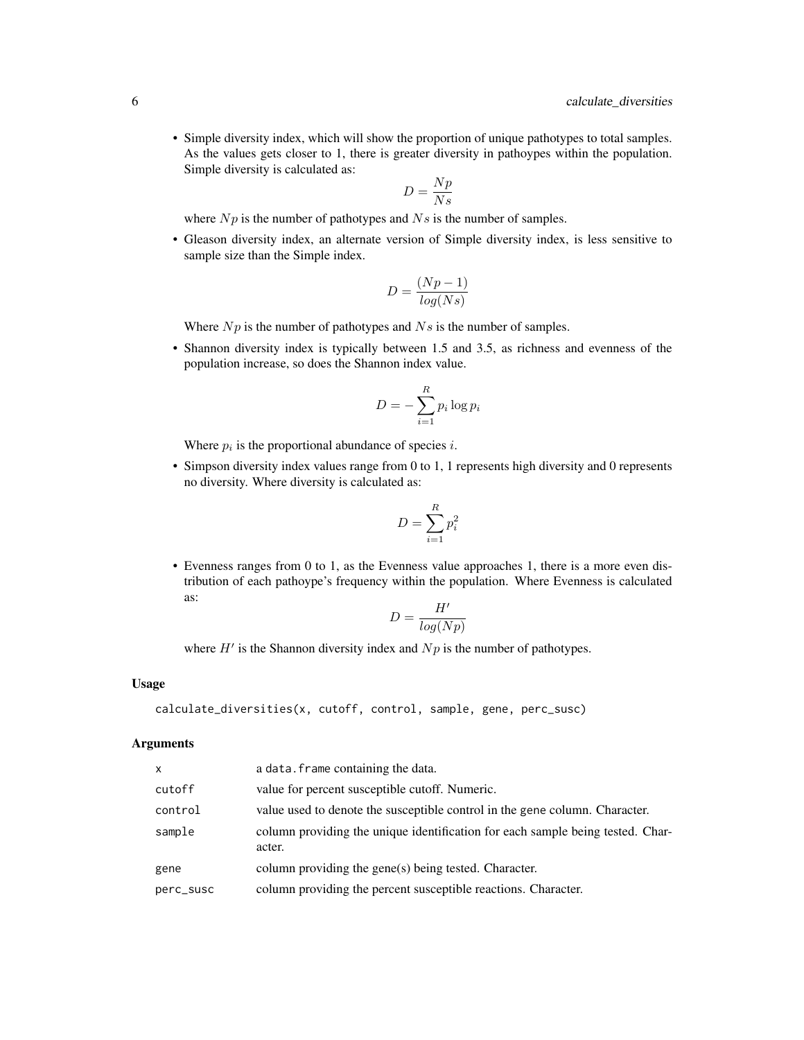- Simple diversity index, which will show the proportion of unique pathotypes to total samples. As the values gets closer to 1, there is greater diversity in pathoypes within the population. Simple diversity is calculated as:

$$D = \frac{Np}{Ns}$$

  where $Np$ is the number of pathotypes and $Ns$ is the number of samples.

- Gleason diversity index, an alternate version of Simple diversity index, is less sensitive to sample size than the Simple index.

$$D = \frac{(Np - 1)}{log(Ns)}$$

  Where $Np$ is the number of pathotypes and $Ns$ is the number of samples.

- Shannon diversity index is typically between 1.5 and 3.5, as richness and evenness of the population increase, so does the Shannon index value.

$$D = -\sum_{i=1}^{R} p_i \log p_i$$

  Where $p_i$ is the proportional abundance of species $i$.

- Simpson diversity index values range from 0 to 1, 1 represents high diversity and 0 represents no diversity. Where diversity is calculated as:

$$D = \sum_{i=1}^{R} p_i^2$$

- Evenness ranges from 0 to 1, as the Evenness value approaches 1, there is a more even distribution of each pathoype's frequency within the population. Where Evenness is calculated as:

$$D = \frac{H'}{log(Np)}$$

  where $H'$ is the Shannon diversity index and $Np$ is the number of pathotypes.

### Usage

```
calculate_diversities(x, cutoff, control, sample, gene, perc_susc)
```

### Arguments

| | |
|---|---|
| x | a data.frame containing the data. |
| cutoff | value for percent susceptible cutoff. Numeric. |
| control | value used to denote the susceptible control in the gene column. Character. |
| sample | column providing the unique identification for each sample being tested. Character. |
| gene | column providing the gene(s) being tested. Character. |
| perc_susc | column providing the percent susceptible reactions. Character. |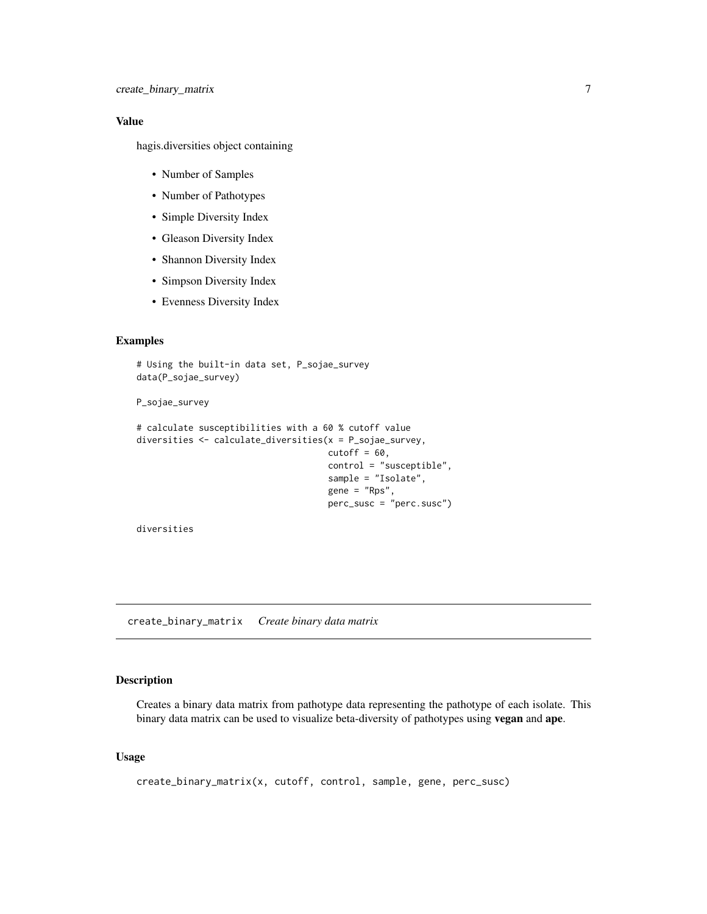## Value

hagis.diversities object containing

- Number of Samples
- Number of Pathotypes
- Simple Diversity Index
- Gleason Diversity Index
- Shannon Diversity Index
- Simpson Diversity Index
- Evenness Diversity Index

## Examples

```
# Using the built-in data set, P_sojae_survey
data(P_sojae_survey)

P_sojae_survey

# calculate susceptibilities with a 60 % cutoff value
diversities <- calculate_diversities(x = P_sojae_survey,
                                     cutoff = 60,
                                     control = "susceptible",
                                     sample = "Isolate",
                                     gene = "Rps",
                                     perc_susc = "perc.susc")

diversities
```

---

# create_binary_matrix *Create binary data matrix*

## Description

Creates a binary data matrix from pathotype data representing the pathotype of each isolate. This binary data matrix can be used to visualize beta-diversity of pathotypes using **vegan** and **ape**.

## Usage

```
create_binary_matrix(x, cutoff, control, sample, gene, perc_susc)
```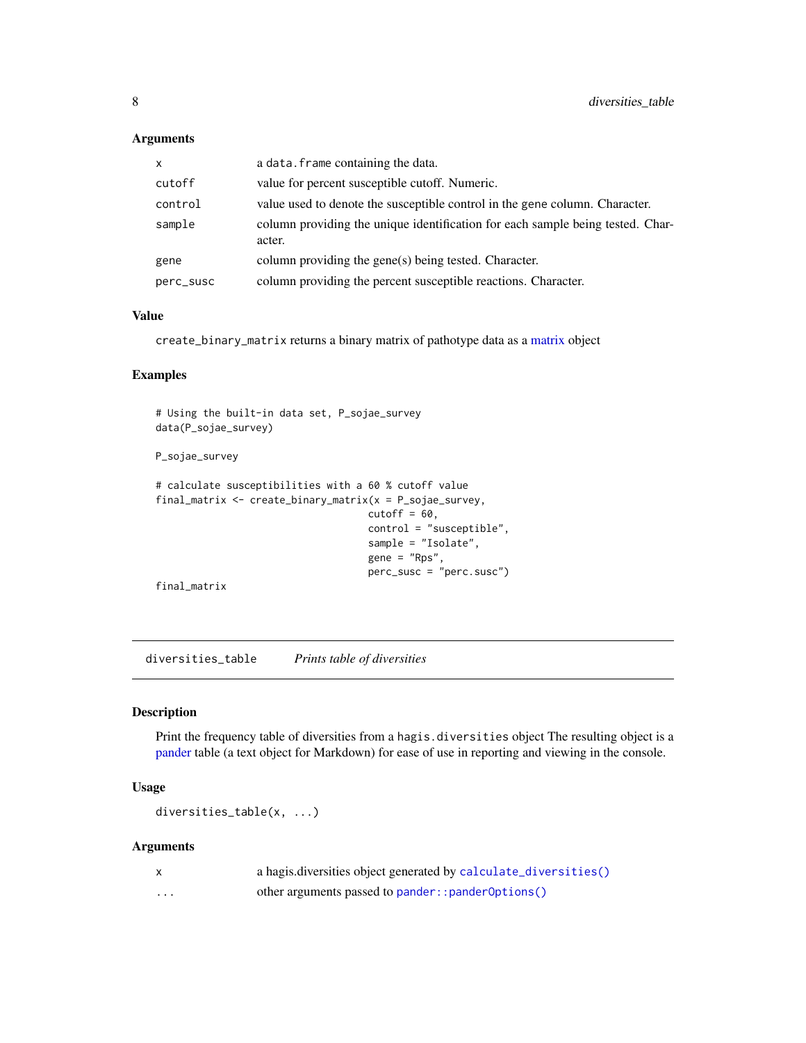### Arguments

| | |
|---|---|
| `x` | a `data.frame` containing the data. |
| `cutoff` | value for percent susceptible cutoff. Numeric. |
| `control` | value used to denote the susceptible control in the gene column. Character. |
| `sample` | column providing the unique identification for each sample being tested. Character. |
| `gene` | column providing the gene(s) being tested. Character. |
| `perc_susc` | column providing the percent susceptible reactions. Character. |

### Value

`create_binary_matrix` returns a binary matrix of pathotype data as a matrix object

### Examples

```
# Using the built-in data set, P_sojae_survey
data(P_sojae_survey)

P_sojae_survey

# calculate susceptibilities with a 60 % cutoff value
final_matrix <- create_binary_matrix(x = P_sojae_survey,
                                     cutoff = 60,
                                     control = "susceptible",
                                     sample = "Isolate",
                                     gene = "Rps",
                                     perc_susc = "perc.susc")
final_matrix
```

---

## diversities_table — *Prints table of diversities*

### Description

Print the frequency table of diversities from a `hagis.diversities` object The resulting object is a pander table (a text object for Markdown) for ease of use in reporting and viewing in the console.

### Usage

```
diversities_table(x, ...)
```

### Arguments

| | |
|---|---|
| `x` | a hagis.diversities object generated by `calculate_diversities()` |
| `...` | other arguments passed to `pander::panderOptions()` |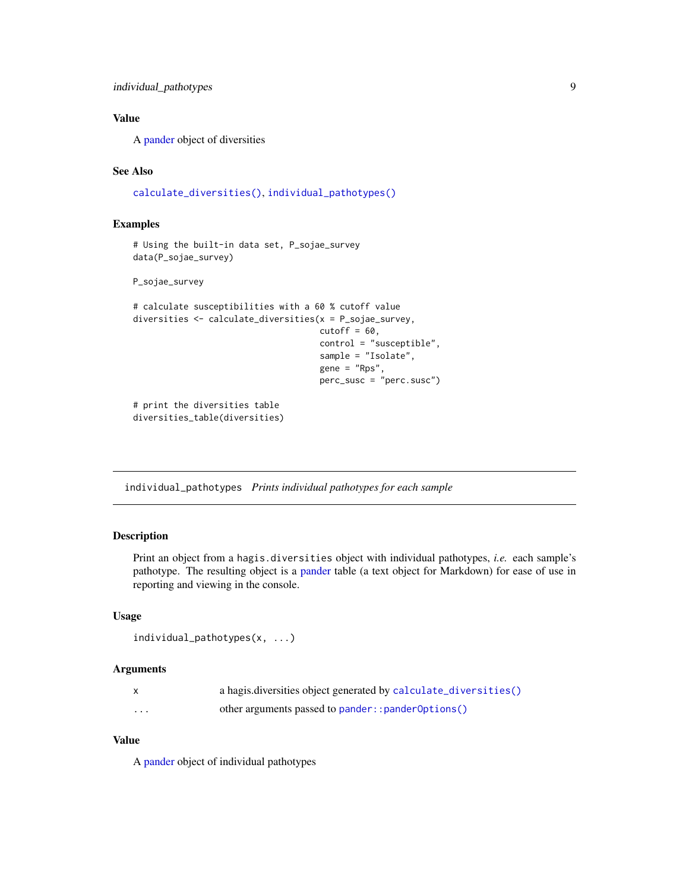### Value

A pander object of diversities

### See Also

`calculate_diversities()`, `individual_pathotypes()`

### Examples

```
# Using the built-in data set, P_sojae_survey
data(P_sojae_survey)

P_sojae_survey

# calculate susceptibilities with a 60 % cutoff value
diversities <- calculate_diversities(x = P_sojae_survey,
                                     cutoff = 60,
                                     control = "susceptible",
                                     sample = "Isolate",
                                     gene = "Rps",
                                     perc_susc = "perc.susc")

# print the diversities table
diversities_table(diversities)
```

---

## individual_pathotypes *Prints individual pathotypes for each sample*

### Description

Print an object from a `hagis.diversities` object with individual pathotypes, *i.e.* each sample's pathotype. The resulting object is a pander table (a text object for Markdown) for ease of use in reporting and viewing in the console.

### Usage

```
individual_pathotypes(x, ...)
```

### Arguments

| | |
|---|---|
| `x` | a hagis.diversities object generated by `calculate_diversities()` |
| `...` | other arguments passed to `pander::panderOptions()` |

### Value

A pander object of individual pathotypes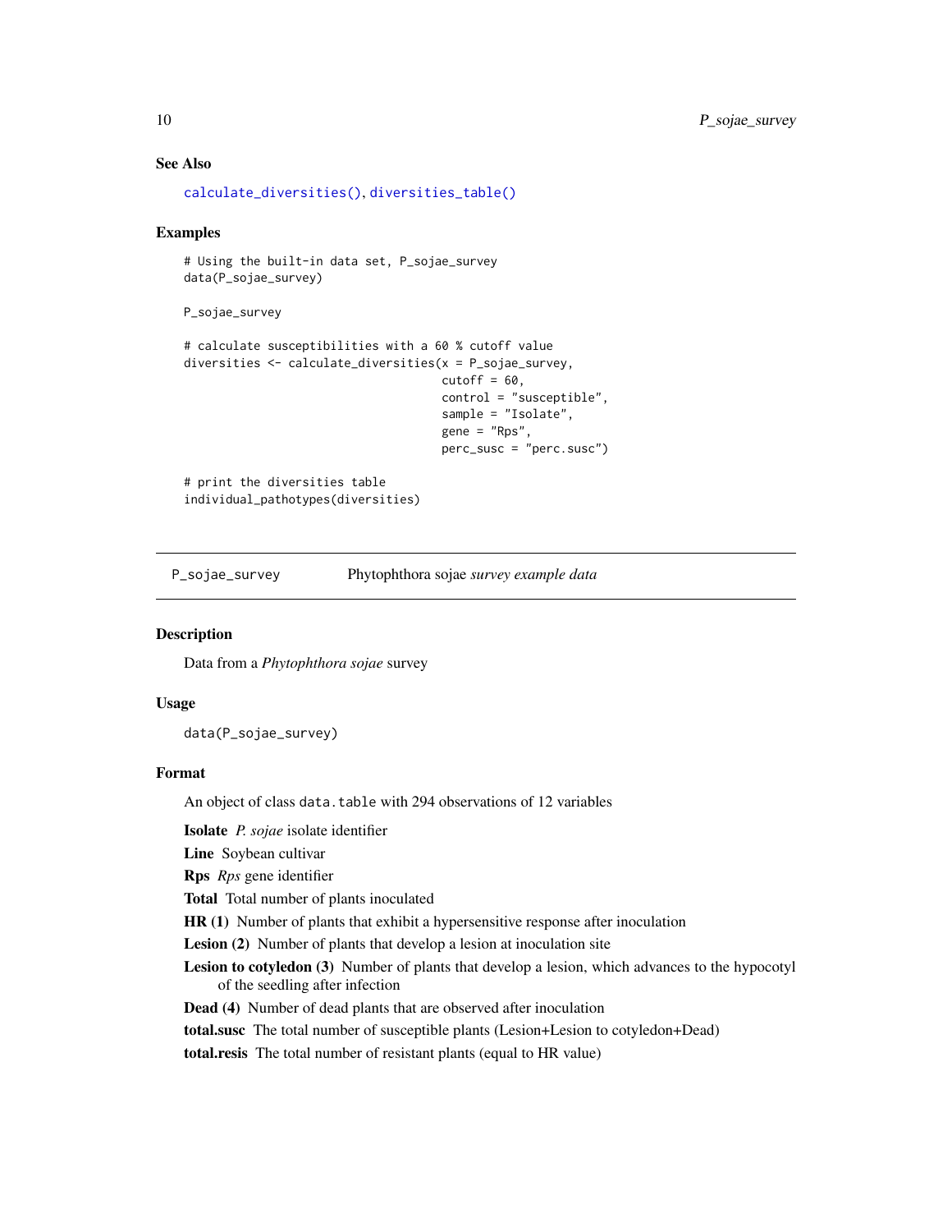### See Also

calculate_diversities(), diversities_table()

### Examples

```
# Using the built-in data set, P_sojae_survey
data(P_sojae_survey)

P_sojae_survey

# calculate susceptibilities with a 60 % cutoff value
diversities <- calculate_diversities(x = P_sojae_survey,
                                     cutoff = 60,
                                     control = "susceptible",
                                     sample = "Isolate",
                                     gene = "Rps",
                                     perc_susc = "perc.susc")

# print the diversities table
individual_pathotypes(diversities)
```

---

## P_sojae_survey &nbsp;&nbsp;&nbsp; Phytophthora sojae *survey example data*

---

### Description

Data from a *Phytophthora sojae* survey

### Usage

```
data(P_sojae_survey)
```

### Format

An object of class `data.table` with 294 observations of 12 variables

**Isolate** *P. sojae* isolate identifier

**Line** Soybean cultivar

**Rps** *Rps* gene identifier

**Total** Total number of plants inoculated

**HR (1)** Number of plants that exhibit a hypersensitive response after inoculation

**Lesion (2)** Number of plants that develop a lesion at inoculation site

**Lesion to cotyledon (3)** Number of plants that develop a lesion, which advances to the hypocotyl of the seedling after infection

**Dead (4)** Number of dead plants that are observed after inoculation

**total.susc** The total number of susceptible plants (Lesion+Lesion to cotyledon+Dead)

**total.resis** The total number of resistant plants (equal to HR value)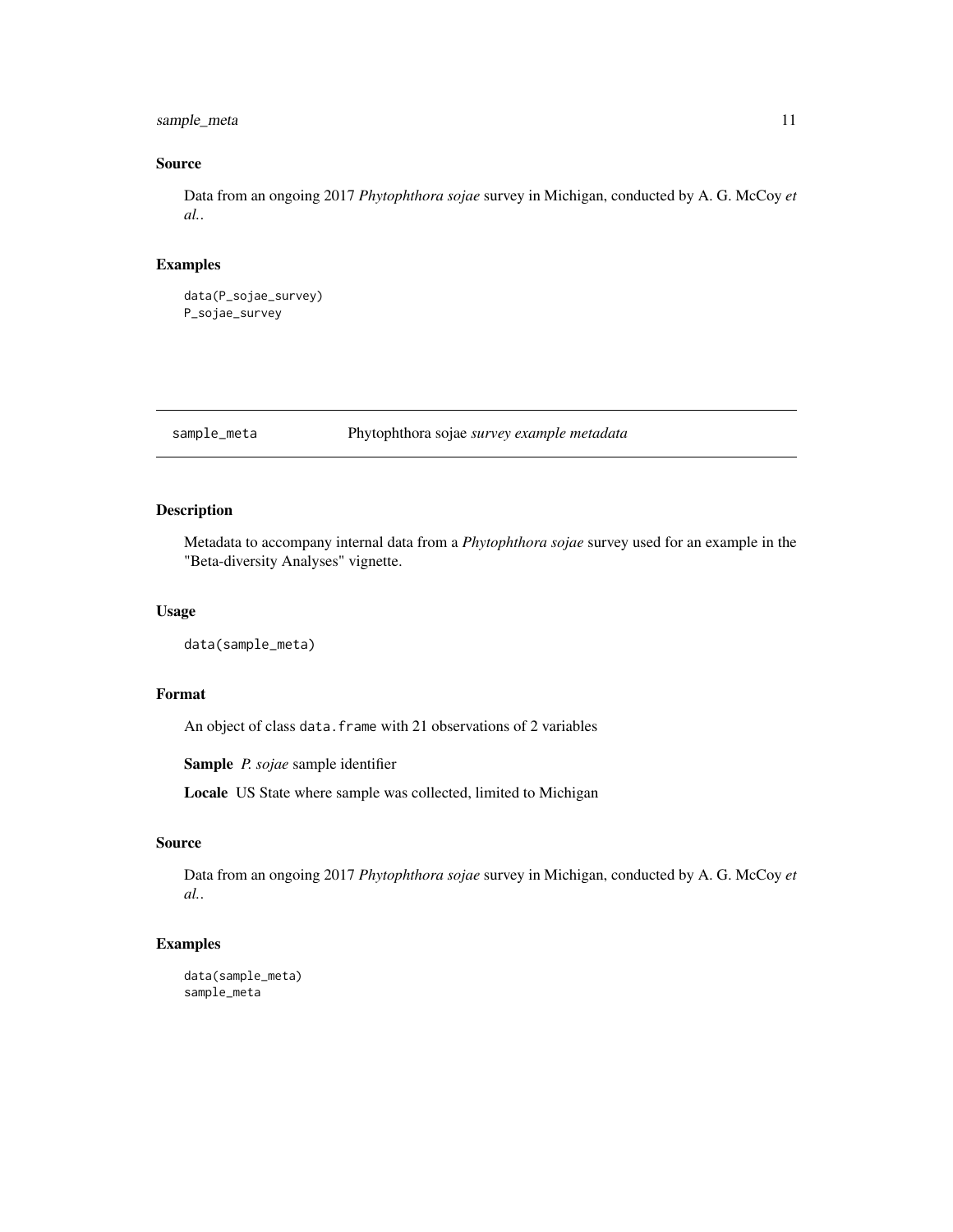## Source

Data from an ongoing 2017 *Phytophthora sojae* survey in Michigan, conducted by A. G. McCoy *et al.*.

## Examples

```
data(P_sojae_survey)
P_sojae_survey
```

---

# sample_meta — Phytophthora sojae *survey example metadata*

## Description

Metadata to accompany internal data from a *Phytophthora sojae* survey used for an example in the "Beta-diversity Analyses" vignette.

## Usage

```
data(sample_meta)
```

## Format

An object of class `data.frame` with 21 observations of 2 variables

**Sample** *P. sojae* sample identifier

**Locale** US State where sample was collected, limited to Michigan

## Source

Data from an ongoing 2017 *Phytophthora sojae* survey in Michigan, conducted by A. G. McCoy *et al.*.

## Examples

```
data(sample_meta)
sample_meta
```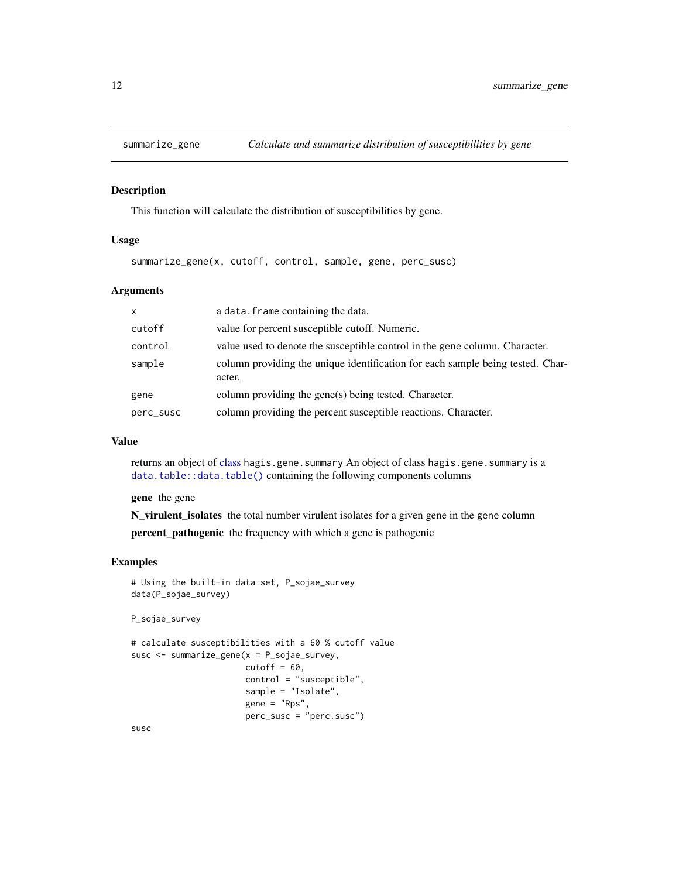# summarize_gene — *Calculate and summarize distribution of susceptibilities by gene*

## Description

This function will calculate the distribution of susceptibilities by gene.

## Usage

```
summarize_gene(x, cutoff, control, sample, gene, perc_susc)
```

## Arguments

| | |
|---|---|
| `x` | a `data.frame` containing the data. |
| `cutoff` | value for percent susceptible cutoff. Numeric. |
| `control` | value used to denote the susceptible control in the `gene` column. Character. |
| `sample` | column providing the unique identification for each sample being tested. Character. |
| `gene` | column providing the gene(s) being tested. Character. |
| `perc_susc` | column providing the percent susceptible reactions. Character. |

## Value

returns an object of class `hagis.gene.summary` An object of class `hagis.gene.summary` is a `data.table::data.table()` containing the following components columns

**gene** the gene

**N_virulent_isolates** the total number virulent isolates for a given gene in the gene column

**percent_pathogenic** the frequency with which a gene is pathogenic

## Examples

```
# Using the built-in data set, P_sojae_survey
data(P_sojae_survey)

P_sojae_survey

# calculate susceptibilities with a 60 % cutoff value
susc <- summarize_gene(x = P_sojae_survey,
                       cutoff = 60,
                       control = "susceptible",
                       sample = "Isolate",
                       gene = "Rps",
                       perc_susc = "perc.susc")

susc
```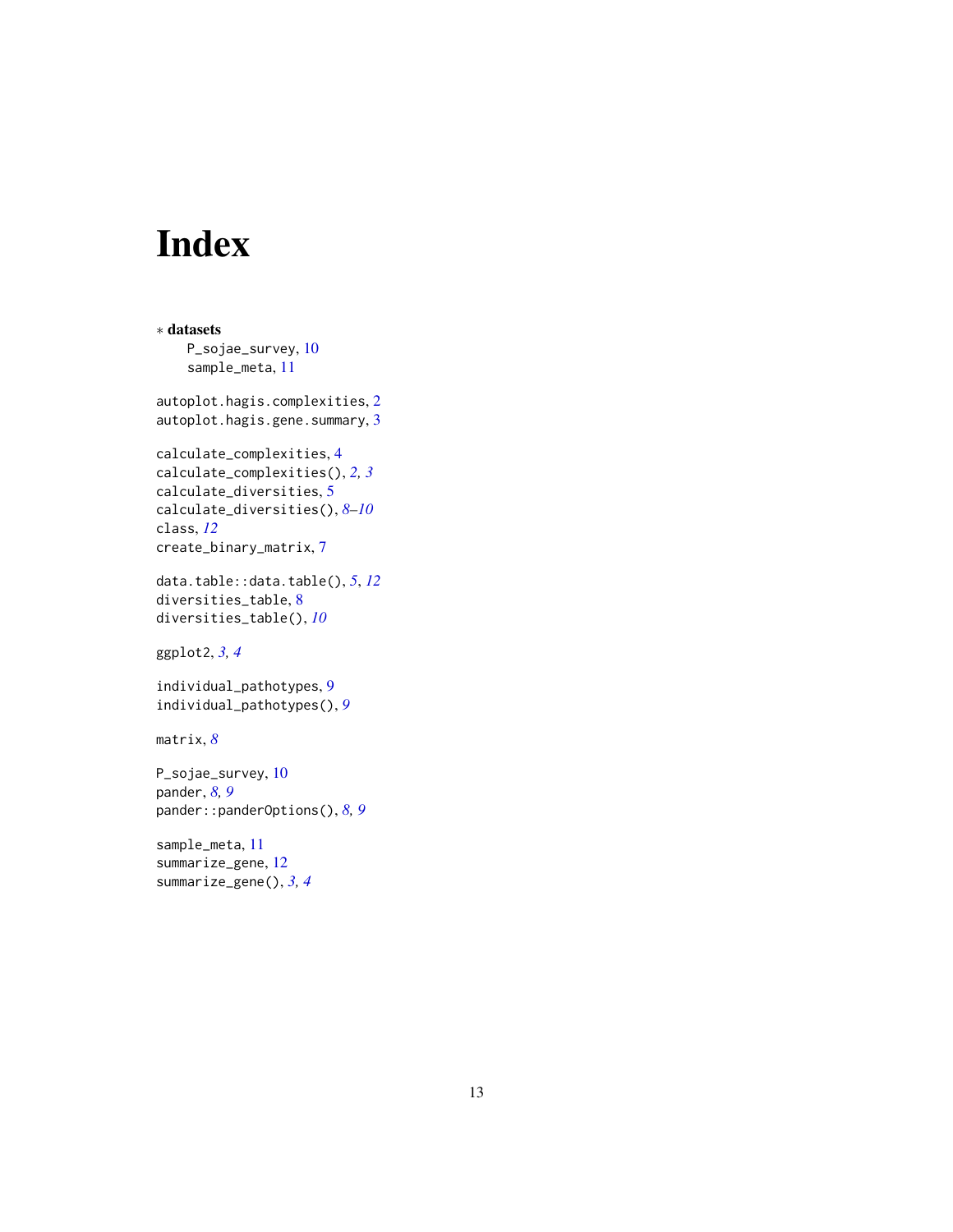# Index

∗ **datasets**
    P_sojae_survey, 10
    sample_meta, 11

autoplot.hagis.complexities, 2
autoplot.hagis.gene.summary, 3

calculate_complexities, 4
calculate_complexities(), *2, 3*
calculate_diversities, 5
calculate_diversities(), *8–10*
class, *12*
create_binary_matrix, 7

data.table::data.table(), *5*, *12*
diversities_table, 8
diversities_table(), *10*

ggplot2, *3, 4*

individual_pathotypes, 9
individual_pathotypes(), *9*

matrix, *8*

P_sojae_survey, 10
pander, *8, 9*
pander::panderOptions(), *8, 9*

sample_meta, 11
summarize_gene, 12
summarize_gene(), *3, 4*